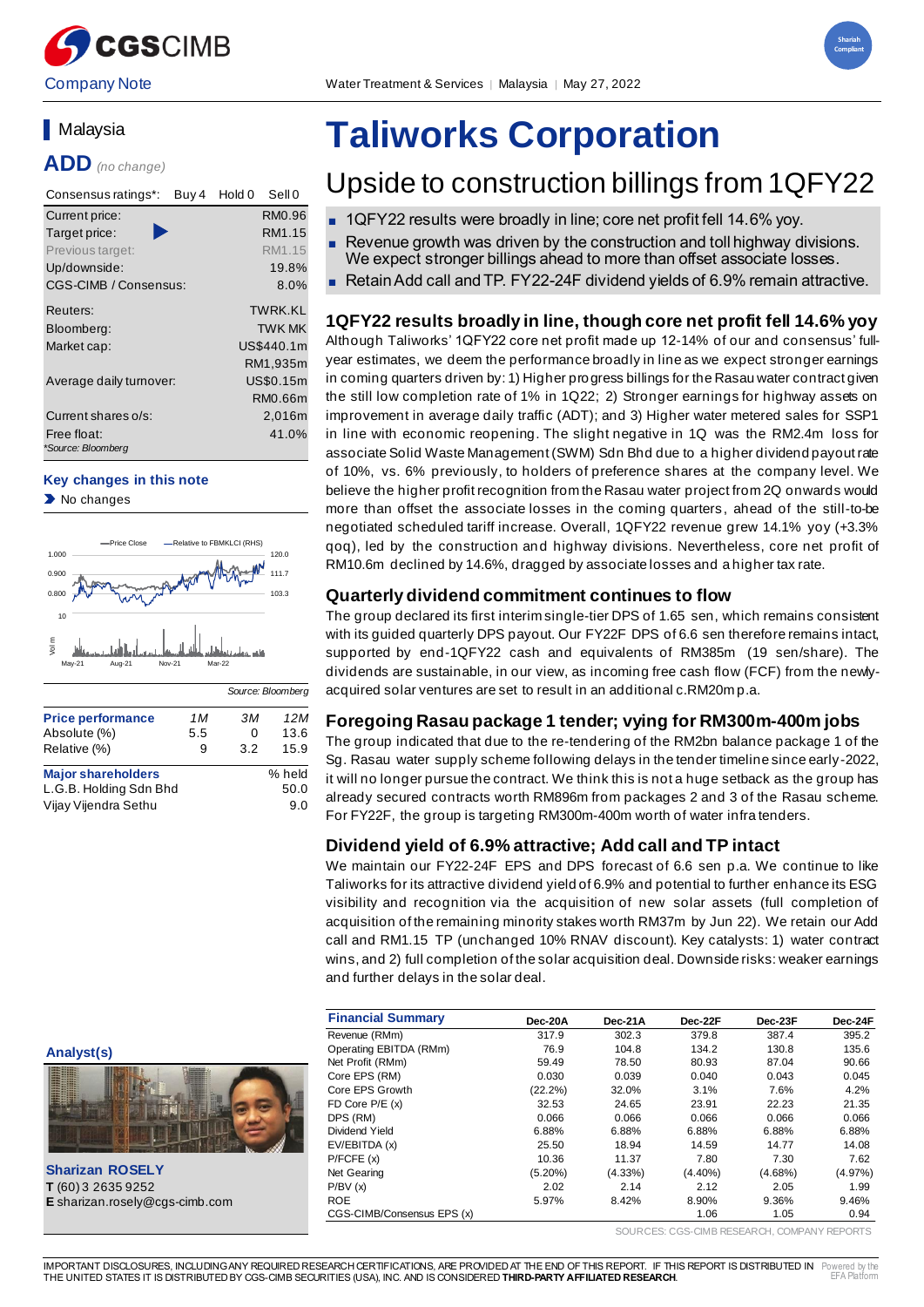Company Note

Water Treatment & Services | Malaysia | May 27, 2022

Shariah Compliant

## Malaysia

**ADD** *(no change)*

| Consensus ratings*: | Buy 4 | Hold 0 | Sell 0 |
|---|---|---|---|

| | |
|---|---|
| Current price: | RM0.96 |
| Target price: | RM1.15 |
| Previous target: | RM1.15 |
| Up/downside: | 19.8% |
| CGS-CIMB / Consensus: | 8.0% |
| Reuters: | TWRK.KL |
| Bloomberg: | TWK MK |
| Market cap: | US$440.1m |
| | RM1,935m |
| Average daily turnover: | US$0.15m |
| | RM0.66m |
| Current shares o/s: | 2,016m |
| Free float: | 41.0% |

*Source: Bloomberg

**Key changes in this note**

- No changes

Source: Bloomberg

| Price performance | 1M | 3M | 12M |
|---|---|---|---|
| Absolute (%) | 5.5 | 0 | 13.6 |
| Relative (%) | 9 | 3.2 | 15.9 |

| Major shareholders | % held |
|---|---|
| L.G.B. Holding Sdn Bhd | 50.0 |
| Vijay Vijendra Sethu | 9.0 |

# Taliworks Corporation

## Upside to construction billings from 1QFY22

- 1QFY22 results were broadly in line; core net profit fell 14.6% yoy.
- Revenue growth was driven by the construction and toll highway divisions. We expect stronger billings ahead to more than offset associate losses.
- Retain Add call and TP. FY22-24F dividend yields of 6.9% remain attractive.

### 1QFY22 results broadly in line, though core net profit fell 14.6% yoy

Although Taliworks' 1QFY22 core net profit made up 12-14% of our and consensus' full-year estimates, we deem the performance broadly in line as we expect stronger earnings in coming quarters driven by: 1) Higher progress billings for the Rasau water contract given the still low completion rate of 1% in 1Q22; 2) Stronger earnings for highway assets on improvement in average daily traffic (ADT); and 3) Higher water metered sales for SSP1 in line with economic reopening. The slight negative in 1Q was the RM2.4m loss for associate Solid Waste Management (SWM) Sdn Bhd due to a higher dividend payout rate of 10%, vs. 6% previously, to holders of preference shares at the company level. We believe the higher profit recognition from the Rasau water project from 2Q onwards would more than offset the associate losses in the coming quarters, ahead of the still-to-be negotiated scheduled tariff increase. Overall, 1QFY22 revenue grew 14.1% yoy (+3.3% qoq), led by the construction and highway divisions. Nevertheless, core net profit of RM10.6m declined by 14.6%, dragged by associate losses and a higher tax rate.

### Quarterly dividend commitment continues to flow

The group declared its first interim single-tier DPS of 1.65 sen, which remains consistent with its guided quarterly DPS payout. Our FY22F DPS of 6.6 sen therefore remains intact, supported by end-1QFY22 cash and equivalents of RM385m (19 sen/share). The dividends are sustainable, in our view, as incoming free cash flow (FCF) from the newly-acquired solar ventures are set to result in an additional c.RM20m p.a.

### Foregoing Rasau package 1 tender; vying for RM300m-400m jobs

The group indicated that due to the re-tendering of the RM2bn balance package 1 of the Sg. Rasau water supply scheme following delays in the tender timeline since early-2022, it will no longer pursue the contract. We think this is not a huge setback as the group has already secured contracts worth RM896m from packages 2 and 3 of the Rasau scheme. For FY22F, the group is targeting RM300m-400m worth of water infra tenders.

### Dividend yield of 6.9% attractive; Add call and TP intact

We maintain our FY22-24F EPS and DPS forecast of 6.6 sen p.a. We continue to like Taliworks for its attractive dividend yield of 6.9% and potential to further enhance its ESG visibility and recognition via the acquisition of new solar assets (full completion of acquisition of the remaining minority stakes worth RM37m by Jun 22). We retain our Add call and RM1.15 TP (unchanged 10% RNAV discount). Key catalysts: 1) water contract wins, and 2) full completion of the solar acquisition deal. Downside risks: weaker earnings and further delays in the solar deal.

**Analyst(s)**

**Sharizan ROSELY**
**T** (60) 3 2635 9252
**E** sharizan.rosely@cgs-cimb.com

| Financial Summary | Dec-20A | Dec-21A | Dec-22F | Dec-23F | Dec-24F |
|---|---|---|---|---|---|
| Revenue (RMm) | 317.9 | 302.3 | 379.8 | 387.4 | 395.2 |
| Operating EBITDA (RMm) | 76.9 | 104.8 | 134.2 | 130.8 | 135.6 |
| Net Profit (RMm) | 59.49 | 78.50 | 80.93 | 87.04 | 90.66 |
| Core EPS (RM) | 0.030 | 0.039 | 0.040 | 0.043 | 0.045 |
| Core EPS Growth | (22.2%) | 32.0% | 3.1% | 7.6% | 4.2% |
| FD Core P/E (x) | 32.53 | 24.65 | 23.91 | 22.23 | 21.35 |
| DPS (RM) | 0.066 | 0.066 | 0.066 | 0.066 | 0.066 |
| Dividend Yield | 6.88% | 6.88% | 6.88% | 6.88% | 6.88% |
| EV/EBITDA (x) | 25.50 | 18.94 | 14.59 | 14.77 | 14.08 |
| P/FCFE (x) | 10.36 | 11.37 | 7.80 | 7.30 | 7.62 |
| Net Gearing | (5.20%) | (4.33%) | (4.40%) | (4.68%) | (4.97%) |
| P/BV (x) | 2.02 | 2.14 | 2.12 | 2.05 | 1.99 |
| ROE | 5.97% | 8.42% | 8.90% | 9.36% | 9.46% |
| CGS-CIMB/Consensus EPS (x) | | | 1.06 | 1.05 | 0.94 |

SOURCES: CGS-CIMB RESEARCH, COMPANY REPORTS

IMPORTANT DISCLOSURES, INCLUDING ANY REQUIRED RESEARCH CERTIFICATIONS, ARE PROVIDED AT THE END OF THIS REPORT. IF THIS REPORT IS DISTRIBUTED IN THE UNITED STATES IT IS DISTRIBUTED BY CGS-CIMB SECURITIES (USA), INC. AND IS CONSIDERED **THIRD-PARTY AFFILIATED RESEARCH**.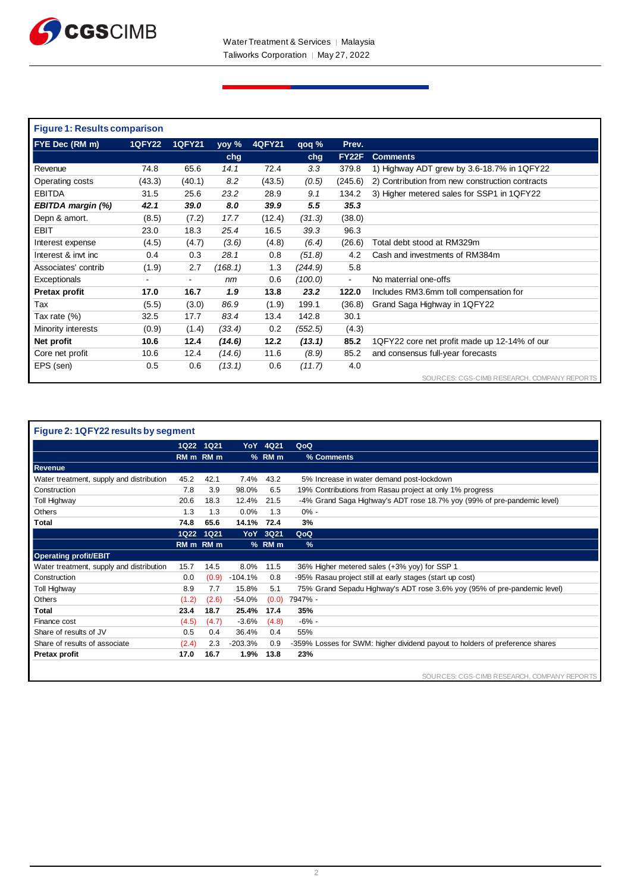### Figure 1: Results comparison

| FYE Dec (RM m) | 1QFY22 | 1QFY21 | yoy % chg | 4QFY21 | qoq % chg | Prev. FY22F | Comments |
|---|---|---|---|---|---|---|---|
| Revenue | 74.8 | 65.6 | *14.1* | 72.4 | *3.3* | 379.8 | 1) Highway ADT grew by 3.6-18.7% in 1QFY22 |
| Operating costs | (43.3) | (40.1) | *8.2* | (43.5) | *(0.5)* | (245.6) | 2) Contribution from new construction contracts |
| EBITDA | 31.5 | 25.6 | *23.2* | 28.9 | *9.1* | 134.2 | 3) Higher metered sales for SSP1 in 1QFY22 |
| ***EBITDA margin (%)*** | ***42.1*** | ***39.0*** | ***8.0*** | ***39.9*** | ***5.5*** | ***35.3*** | |
| Depn & amort. | (8.5) | (7.2) | *17.7* | (12.4) | *(31.3)* | (38.0) | |
| EBIT | 23.0 | 18.3 | *25.4* | 16.5 | *39.3* | 96.3 | |
| Interest expense | (4.5) | (4.7) | *(3.6)* | (4.8) | *(6.4)* | (26.6) | Total debt stood at RM329m |
| Interest & invt inc | 0.4 | 0.3 | *28.1* | 0.8 | *(51.8)* | 4.2 | Cash and investments of RM384m |
| Associates' contrib | (1.9) | 2.7 | *(168.1)* | 1.3 | *(244.9)* | 5.8 | |
| Exceptionals | - | - | *nm* | 0.6 | *(100.0)* | - | No materrial one-offs |
| **Pretax profit** | **17.0** | **16.7** | ***1.9*** | **13.8** | ***23.2*** | **122.0** | Includes RM3.6mm toll compensation for |
| Tax | (5.5) | (3.0) | *86.9* | (1.9) | 199.1 | (36.8) | Grand Saga Highway in 1QFY22 |
| Tax rate (%) | 32.5 | 17.7 | *83.4* | 13.4 | 142.8 | 30.1 | |
| Minority interests | (0.9) | (1.4) | *(33.4)* | 0.2 | *(552.5)* | (4.3) | |
| **Net profit** | **10.6** | **12.4** | ***(14.6)*** | **12.2** | ***(13.1)*** | **85.2** | 1QFY22 core net profit made up 12-14% of our |
| Core net profit | 10.6 | 12.4 | *(14.6)* | 11.6 | *(8.9)* | 85.2 | and consensus full-year forecasts |
| EPS (sen) | 0.5 | 0.6 | *(13.1)* | 0.6 | *(11.7)* | 4.0 | |

SOURCES: CGS-CIMB RESEARCH, COMPANY REPORTS

### Figure 2: 1QFY22 results by segment

| | 1Q22 RM m | 1Q21 RM m | YoY % | 4Q21 RM m | QoQ % | Comments |
|---|---|---|---|---|---|---|
| **Revenue** | | | | | | |
| Water treatment, supply and distribution | 45.2 | 42.1 | 7.4% | 43.2 | 5% | Increase in water demand post-lockdown |
| Construction | 7.8 | 3.9 | 98.0% | 6.5 | 19% | Contributions from Rasau project at only 1% progress |
| Toll Highway | 20.6 | 18.3 | 12.4% | 21.5 | -4% | Grand Saga Highway's ADT rose 18.7% yoy (99% of pre-pandemic level) |
| Others | 1.3 | 1.3 | 0.0% | 1.3 | 0% | - |
| **Total** | **74.8** | **65.6** | **14.1%** | **72.4** | **3%** | |
| | **1Q22 RM m** | **1Q21 RM m** | **YoY %** | **3Q21 RM m** | **QoQ %** | |
| **Operating profit/EBIT** | | | | | | |
| Water treatment, supply and distribution | 15.7 | 14.5 | 8.0% | 11.5 | 36% | Higher metered sales (+3% yoy) for SSP 1 |
| Construction | 0.0 | (0.9) | -104.1% | 0.8 | -95% | Rasau project still at early stages (start up cost) |
| Toll Highway | 8.9 | 7.7 | 15.8% | 5.1 | 75% | Grand Sepadu Highway's ADT rose 3.6% yoy (95% of pre-pandemic level) |
| Others | (1.2) | (2.6) | -54.0% | (0.0) | 7947% | - |
| **Total** | **23.4** | **18.7** | **25.4%** | **17.4** | **35%** | |
| Finance cost | (4.5) | (4.7) | -3.6% | (4.8) | -6% | - |
| Share of results of JV | 0.5 | 0.4 | 36.4% | 0.4 | 55% | |
| Share of results of associate | (2.4) | 2.3 | -203.3% | 0.9 | -359% | Losses for SWM: higher dividend payout to holders of preference shares |
| **Pretax profit** | **17.0** | **16.7** | **1.9%** | **13.8** | **23%** | |

SOURCES: CGS-CIMB RESEARCH, COMPANY REPORTS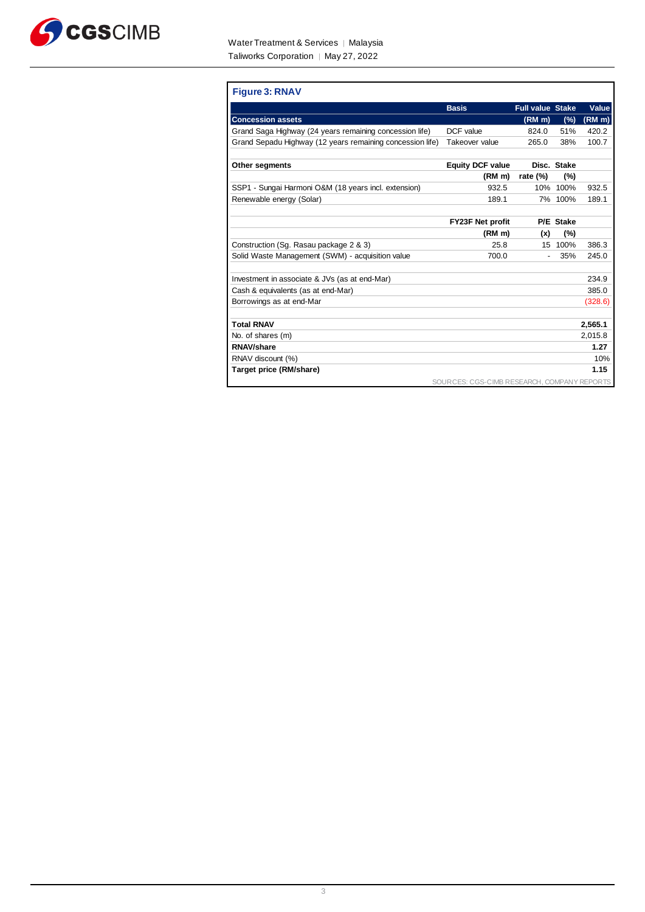**Figure 3: RNAV**

| | Basis | Full value | Stake | Value |
|---|---|---|---|---|
| **Concession assets** | | **(RM m)** | **(%)** | **(RM m)** |
| Grand Saga Highway (24 years remaining concession life) | DCF value | 824.0 | 51% | 420.2 |
| Grand Sepadu Highway (12 years remaining concession life) | Takeover value | 265.0 | 38% | 100.7 |
| | | | | |
| **Other segments** | **Equity DCF value** | **Disc.** | **Stake** | |
| | **(RM m)** | **rate (%)** | **(%)** | |
| SSP1 - Sungai Harmoni O&M (18 years incl. extension) | 932.5 | 10% | 100% | 932.5 |
| Renewable energy (Solar) | 189.1 | 7% | 100% | 189.1 |
| | | | | |
| | **FY23F Net profit** | **P/E** | **Stake** | |
| | **(RM m)** | **(x)** | **(%)** | |
| Construction (Sg. Rasau package 2 & 3) | 25.8 | 15 | 100% | 386.3 |
| Solid Waste Management (SWM) - acquisition value | 700.0 | - | 35% | 245.0 |
| | | | | |
| Investment in associate & JVs (as at end-Mar) | | | | 234.9 |
| Cash & equivalents (as at end-Mar) | | | | 385.0 |
| Borrowings as at end-Mar | | | | (328.6) |
| | | | | |
| **Total RNAV** | | | | **2,565.1** |
| No. of shares (m) | | | | 2,015.8 |
| **RNAV/share** | | | | **1.27** |
| RNAV discount (%) | | | | 10% |
| **Target price (RM/share)** | | | | **1.15** |

SOURCES: CGS-CIMB RESEARCH, COMPANY REPORTS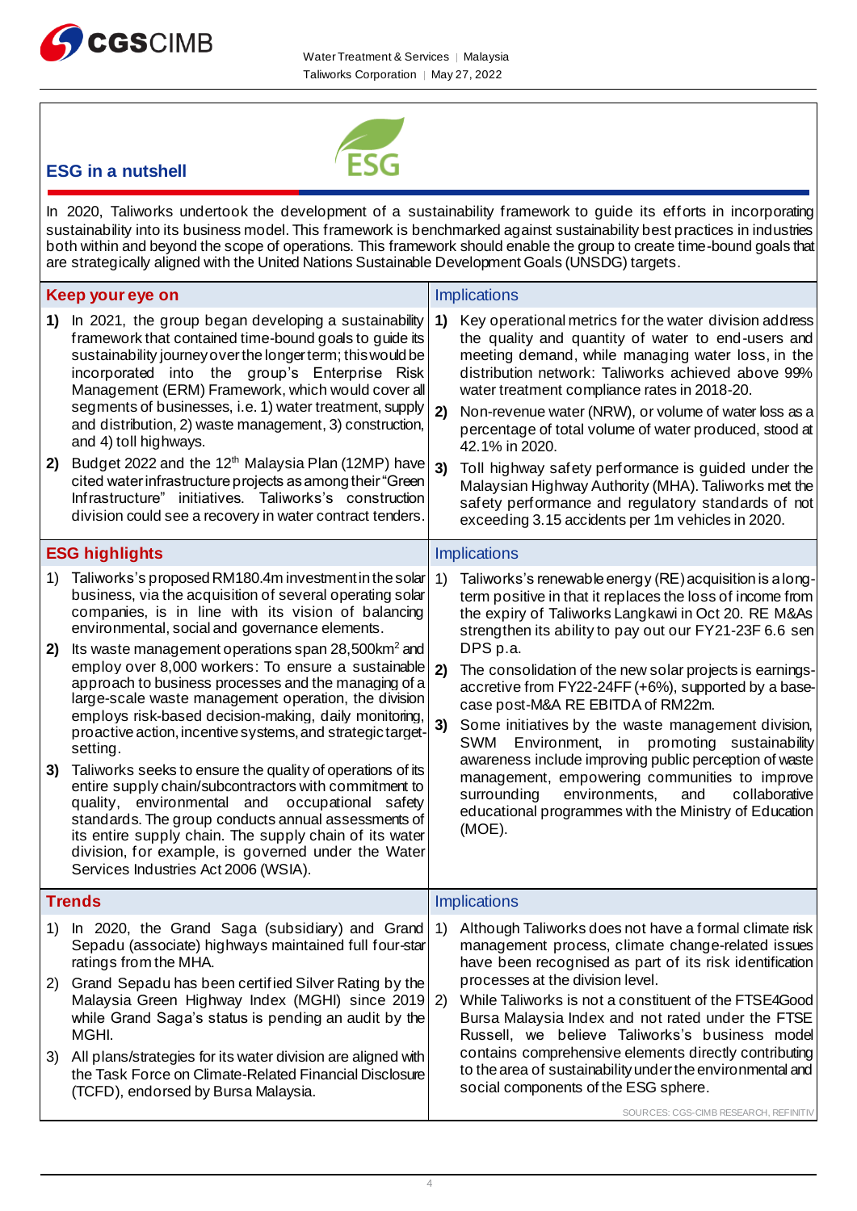## ESG in a nutshell

In 2020, Taliworks undertook the development of a sustainability framework to guide its efforts in incorporating sustainability into its business model. This framework is benchmarked against sustainability best practices in industries both within and beyond the scope of operations. This framework should enable the group to create time-bound goals that are strategically aligned with the United Nations Sustainable Development Goals (UNSDG) targets.

### Keep your eye on

1) In 2021, the group began developing a sustainability framework that contained time-bound goals to guide its sustainability journey over the longer term; this would be incorporated into the group's Enterprise Risk Management (ERM) Framework, which would cover all segments of businesses, i.e. 1) water treatment, supply and distribution, 2) waste management, 3) construction, and 4) toll highways.
2) Budget 2022 and the 12th Malaysia Plan (12MP) have cited water infrastructure projects as among their "Green Infrastructure" initiatives. Taliworks's construction division could see a recovery in water contract tenders.

#### Implications

1) Key operational metrics for the water division address the quality and quantity of water to end-users and meeting demand, while managing water loss, in the distribution network: Taliworks achieved above 99% water treatment compliance rates in 2018-20.
2) Non-revenue water (NRW), or volume of water loss as a percentage of total volume of water produced, stood at 42.1% in 2020.
3) Toll highway safety performance is guided under the Malaysian Highway Authority (MHA). Taliworks met the safety performance and regulatory standards of not exceeding 3.15 accidents per 1m vehicles in 2020.

### ESG highlights

1) Taliworks's proposed RM180.4m investment in the solar business, via the acquisition of several operating solar companies, is in line with its vision of balancing environmental, social and governance elements.
2) Its waste management operations span 28,500km² and employ over 8,000 workers: To ensure a sustainable approach to business processes and the managing of a large-scale waste management operation, the division employs risk-based decision-making, daily monitoring, proactive action, incentive systems, and strategic target-setting.
3) Taliworks seeks to ensure the quality of operations of its entire supply chain/subcontractors with commitment to quality, environmental and occupational safety standards. The group conducts annual assessments of its entire supply chain. The supply chain of its water division, for example, is governed under the Water Services Industries Act 2006 (WSIA).

#### Implications

1) Taliworks's renewable energy (RE) acquisition is a long-term positive in that it replaces the loss of income from the expiry of Taliworks Langkawi in Oct 20. RE M&As strengthen its ability to pay out our FY21-23F 6.6 sen DPS p.a.
2) The consolidation of the new solar projects is earnings-accretive from FY22-24FF (+6%), supported by a base-case post-M&A RE EBITDA of RM22m.
3) Some initiatives by the waste management division, SWM Environment, in promoting sustainability awareness include improving public perception of waste management, empowering communities to improve surrounding environments, and collaborative educational programmes with the Ministry of Education (MOE).

### Trends

1) In 2020, the Grand Saga (subsidiary) and Grand Sepadu (associate) highways maintained full four-star ratings from the MHA.
2) Grand Sepadu has been certified Silver Rating by the Malaysia Green Highway Index (MGHI) since 2019 while Grand Saga's status is pending an audit by the MGHI.
3) All plans/strategies for its water division are aligned with the Task Force on Climate-Related Financial Disclosure (TCFD), endorsed by Bursa Malaysia.

#### Implications

1) Although Taliworks does not have a formal climate risk management process, climate change-related issues have been recognised as part of its risk identification processes at the division level.
2) While Taliworks is not a constituent of the FTSE4Good Bursa Malaysia Index and not rated under the FTSE Russell, we believe Taliworks's business model contains comprehensive elements directly contributing to the area of sustainability under the environmental and social components of the ESG sphere.

SOURCES: CGS-CIMB RESEARCH, REFINITIV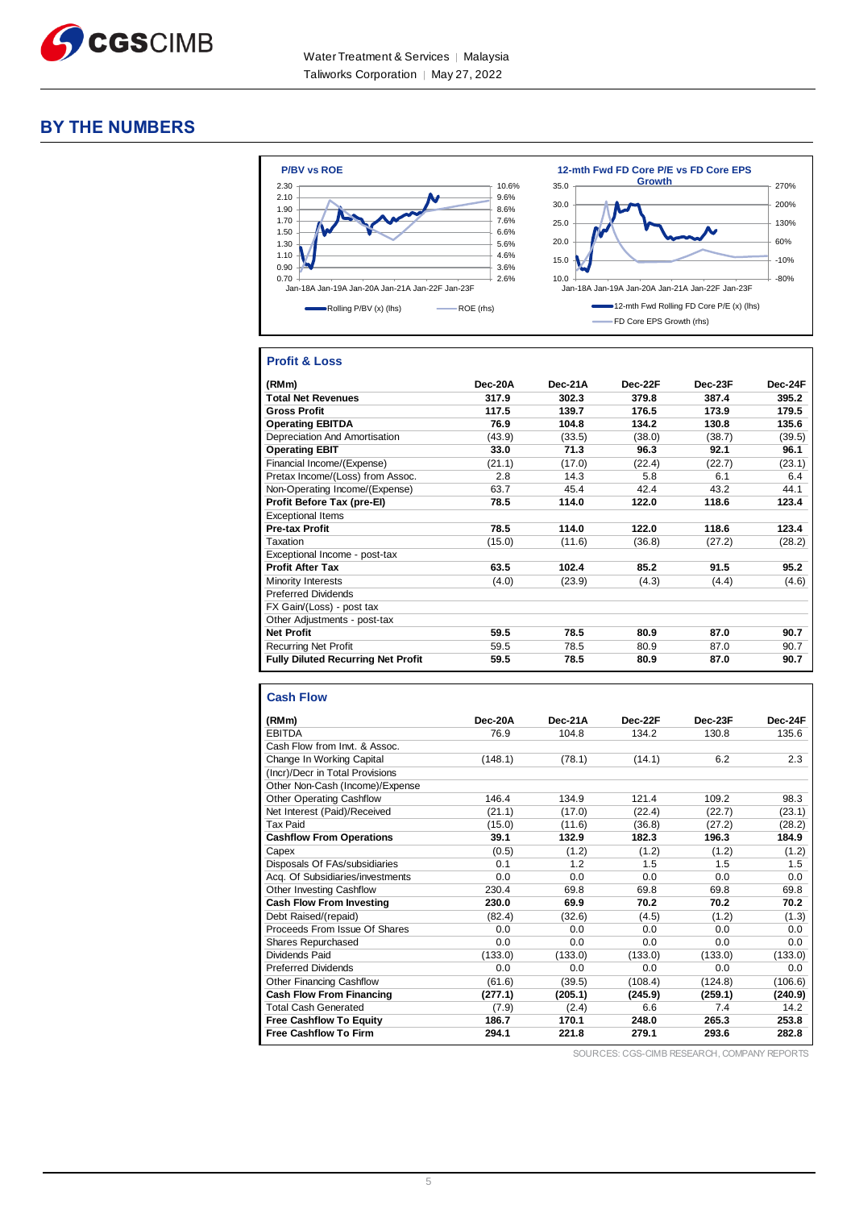## BY THE NUMBERS

**P/BV vs ROE**

**12-mth Fwd FD Core P/E vs FD Core EPS Growth**

### Profit & Loss

| (RMm) | Dec-20A | Dec-21A | Dec-22F | Dec-23F | Dec-24F |
|---|---|---|---|---|---|
| **Total Net Revenues** | **317.9** | **302.3** | **379.8** | **387.4** | **395.2** |
| **Gross Profit** | **117.5** | **139.7** | **176.5** | **173.9** | **179.5** |
| **Operating EBITDA** | **76.9** | **104.8** | **134.2** | **130.8** | **135.6** |
| Depreciation And Amortisation | (43.9) | (33.5) | (38.0) | (38.7) | (39.5) |
| **Operating EBIT** | **33.0** | **71.3** | **96.3** | **92.1** | **96.1** |
| Financial Income/(Expense) | (21.1) | (17.0) | (22.4) | (22.7) | (23.1) |
| Pretax Income/(Loss) from Assoc. | 2.8 | 14.3 | 5.8 | 6.1 | 6.4 |
| Non-Operating Income/(Expense) | 63.7 | 45.4 | 42.4 | 43.2 | 44.1 |
| **Profit Before Tax (pre-EI)** | **78.5** | **114.0** | **122.0** | **118.6** | **123.4** |
| Exceptional Items | | | | | |
| **Pre-tax Profit** | **78.5** | **114.0** | **122.0** | **118.6** | **123.4** |
| Taxation | (15.0) | (11.6) | (36.8) | (27.2) | (28.2) |
| Exceptional Income - post-tax | | | | | |
| **Profit After Tax** | **63.5** | **102.4** | **85.2** | **91.5** | **95.2** |
| Minority Interests | (4.0) | (23.9) | (4.3) | (4.4) | (4.6) |
| Preferred Dividends | | | | | |
| FX Gain/(Loss) - post tax | | | | | |
| Other Adjustments - post-tax | | | | | |
| **Net Profit** | **59.5** | **78.5** | **80.9** | **87.0** | **90.7** |
| Recurring Net Profit | 59.5 | 78.5 | 80.9 | 87.0 | 90.7 |
| **Fully Diluted Recurring Net Profit** | **59.5** | **78.5** | **80.9** | **87.0** | **90.7** |

### Cash Flow

| (RMm) | Dec-20A | Dec-21A | Dec-22F | Dec-23F | Dec-24F |
|---|---|---|---|---|---|
| EBITDA | 76.9 | 104.8 | 134.2 | 130.8 | 135.6 |
| Cash Flow from Invt. & Assoc. | | | | | |
| Change In Working Capital | (148.1) | (78.1) | (14.1) | 6.2 | 2.3 |
| (Incr)/Decr in Total Provisions | | | | | |
| Other Non-Cash (Income)/Expense | | | | | |
| Other Operating Cashflow | 146.4 | 134.9 | 121.4 | 109.2 | 98.3 |
| Net Interest (Paid)/Received | (21.1) | (17.0) | (22.4) | (22.7) | (23.1) |
| Tax Paid | (15.0) | (11.6) | (36.8) | (27.2) | (28.2) |
| **Cashflow From Operations** | **39.1** | **132.9** | **182.3** | **196.3** | **184.9** |
| Capex | (0.5) | (1.2) | (1.2) | (1.2) | (1.2) |
| Disposals Of FAs/subsidiaries | 0.1 | 1.2 | 1.5 | 1.5 | 1.5 |
| Acq. Of Subsidiaries/investments | 0.0 | 0.0 | 0.0 | 0.0 | 0.0 |
| Other Investing Cashflow | 230.4 | 69.8 | 69.8 | 69.8 | 69.8 |
| **Cash Flow From Investing** | **230.0** | **69.9** | **70.2** | **70.2** | **70.2** |
| Debt Raised/(repaid) | (82.4) | (32.6) | (4.5) | (1.2) | (1.3) |
| Proceeds From Issue Of Shares | 0.0 | 0.0 | 0.0 | 0.0 | 0.0 |
| Shares Repurchased | 0.0 | 0.0 | 0.0 | 0.0 | 0.0 |
| Dividends Paid | (133.0) | (133.0) | (133.0) | (133.0) | (133.0) |
| Preferred Dividends | 0.0 | 0.0 | 0.0 | 0.0 | 0.0 |
| Other Financing Cashflow | (61.6) | (39.5) | (108.4) | (124.8) | (106.6) |
| **Cash Flow From Financing** | **(277.1)** | **(205.1)** | **(245.9)** | **(259.1)** | **(240.9)** |
| Total Cash Generated | (7.9) | (2.4) | 6.6 | 7.4 | 14.2 |
| **Free Cashflow To Equity** | **186.7** | **170.1** | **248.0** | **265.3** | **253.8** |
| **Free Cashflow To Firm** | **294.1** | **221.8** | **279.1** | **293.6** | **282.8** |

SOURCES: CGS-CIMB RESEARCH, COMPANY REPORTS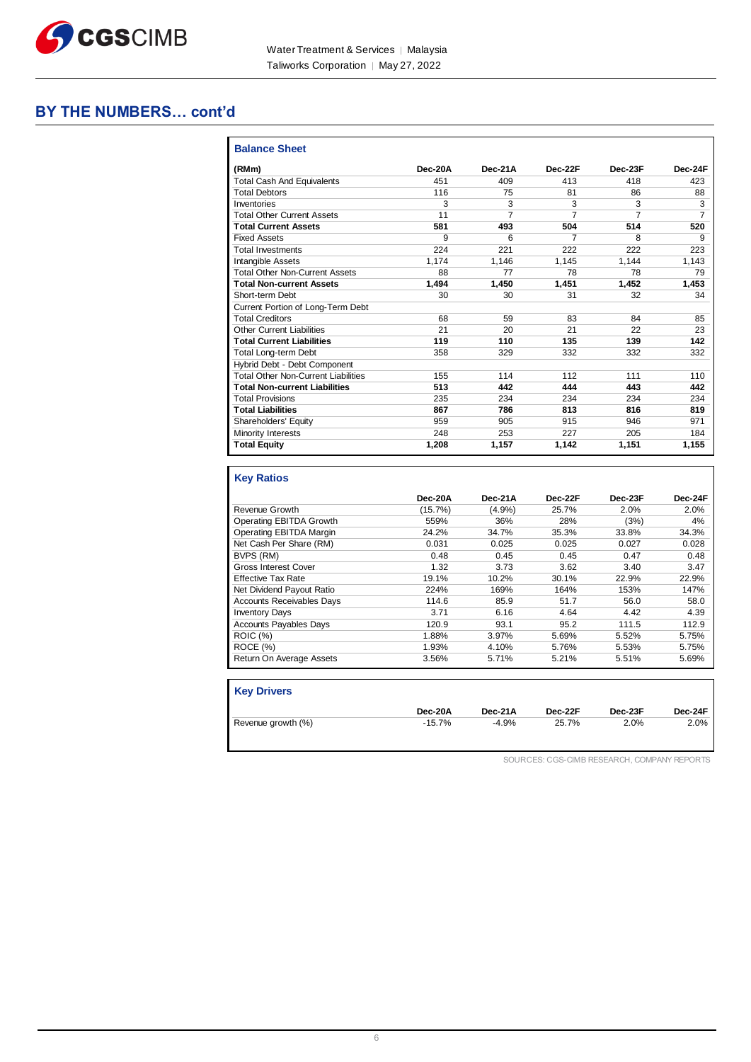## BY THE NUMBERS… cont'd

### Balance Sheet

| (RMm) | Dec-20A | Dec-21A | Dec-22F | Dec-23F | Dec-24F |
|---|---|---|---|---|---|
| Total Cash And Equivalents | 451 | 409 | 413 | 418 | 423 |
| Total Debtors | 116 | 75 | 81 | 86 | 88 |
| Inventories | 3 | 3 | 3 | 3 | 3 |
| Total Other Current Assets | 11 | 7 | 7 | 7 | 7 |
| **Total Current Assets** | **581** | **493** | **504** | **514** | **520** |
| Fixed Assets | 9 | 6 | 7 | 8 | 9 |
| Total Investments | 224 | 221 | 222 | 222 | 223 |
| Intangible Assets | 1,174 | 1,146 | 1,145 | 1,144 | 1,143 |
| Total Other Non-Current Assets | 88 | 77 | 78 | 78 | 79 |
| **Total Non-current Assets** | **1,494** | **1,450** | **1,451** | **1,452** | **1,453** |
| Short-term Debt | 30 | 30 | 31 | 32 | 34 |
| Current Portion of Long-Term Debt | | | | | |
| Total Creditors | 68 | 59 | 83 | 84 | 85 |
| Other Current Liabilities | 21 | 20 | 21 | 22 | 23 |
| **Total Current Liabilities** | **119** | **110** | **135** | **139** | **142** |
| Total Long-term Debt | 358 | 329 | 332 | 332 | 332 |
| Hybrid Debt - Debt Component | | | | | |
| Total Other Non-Current Liabilities | 155 | 114 | 112 | 111 | 110 |
| **Total Non-current Liabilities** | **513** | **442** | **444** | **443** | **442** |
| Total Provisions | 235 | 234 | 234 | 234 | 234 |
| **Total Liabilities** | **867** | **786** | **813** | **816** | **819** |
| Shareholders' Equity | 959 | 905 | 915 | 946 | 971 |
| Minority Interests | 248 | 253 | 227 | 205 | 184 |
| **Total Equity** | **1,208** | **1,157** | **1,142** | **1,151** | **1,155** |

### Key Ratios

| | Dec-20A | Dec-21A | Dec-22F | Dec-23F | Dec-24F |
|---|---|---|---|---|---|
| Revenue Growth | (15.7%) | (4.9%) | 25.7% | 2.0% | 2.0% |
| Operating EBITDA Growth | 559% | 36% | 28% | (3%) | 4% |
| Operating EBITDA Margin | 24.2% | 34.7% | 35.3% | 33.8% | 34.3% |
| Net Cash Per Share (RM) | 0.031 | 0.025 | 0.025 | 0.027 | 0.028 |
| BVPS (RM) | 0.48 | 0.45 | 0.45 | 0.47 | 0.48 |
| Gross Interest Cover | 1.32 | 3.73 | 3.62 | 3.40 | 3.47 |
| Effective Tax Rate | 19.1% | 10.2% | 30.1% | 22.9% | 22.9% |
| Net Dividend Payout Ratio | 224% | 169% | 164% | 153% | 147% |
| Accounts Receivables Days | 114.6 | 85.9 | 51.7 | 56.0 | 58.0 |
| Inventory Days | 3.71 | 6.16 | 4.64 | 4.42 | 4.39 |
| Accounts Payables Days | 120.9 | 93.1 | 95.2 | 111.5 | 112.9 |
| ROIC (%) | 1.88% | 3.97% | 5.69% | 5.52% | 5.75% |
| ROCE (%) | 1.93% | 4.10% | 5.76% | 5.53% | 5.75% |
| Return On Average Assets | 3.56% | 5.71% | 5.21% | 5.51% | 5.69% |

### Key Drivers

| | Dec-20A | Dec-21A | Dec-22F | Dec-23F | Dec-24F |
|---|---|---|---|---|---|
| Revenue growth (%) | -15.7% | -4.9% | 25.7% | 2.0% | 2.0% |

SOURCES: CGS-CIMB RESEARCH, COMPANY REPORTS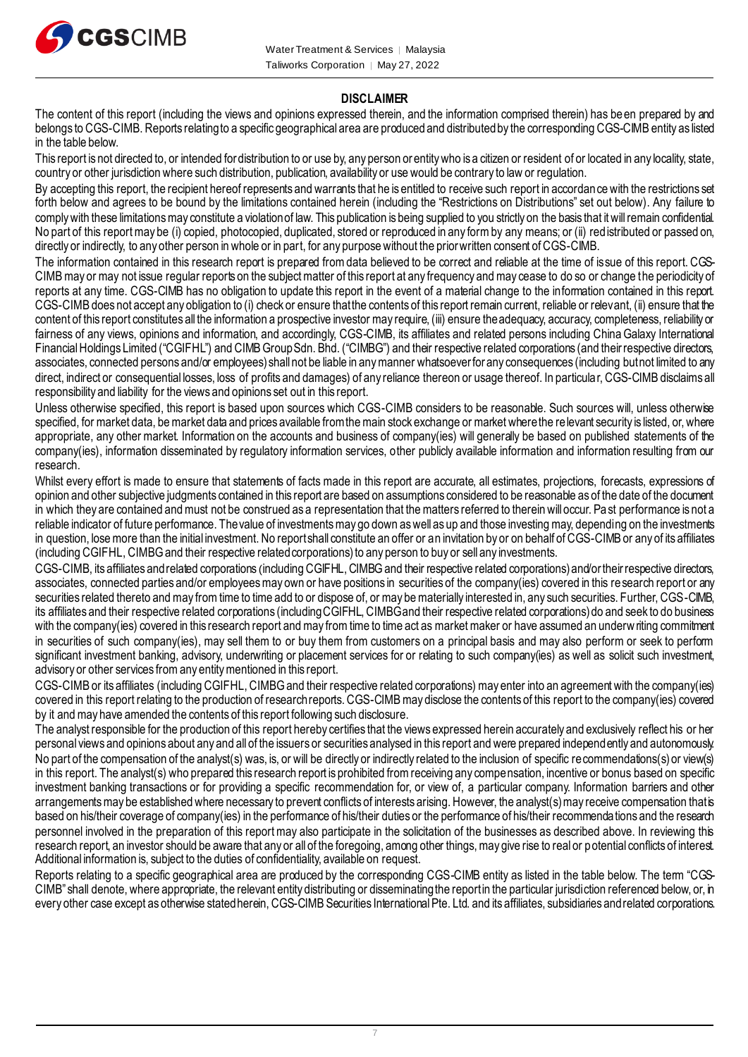## DISCLAIMER

The content of this report (including the views and opinions expressed therein, and the information comprised therein) has been prepared by and belongs to CGS-CIMB. Reports relating to a specific geographical area are produced and distributed by the corresponding CGS-CIMB entity as listed in the table below.

This report is not directed to, or intended for distribution to or use by, any person or entity who is a citizen or resident of or located in any locality, state, country or other jurisdiction where such distribution, publication, availability or use would be contrary to law or regulation.

By accepting this report, the recipient hereof represents and warrants that he is entitled to receive such report in accordance with the restrictions set forth below and agrees to be bound by the limitations contained herein (including the "Restrictions on Distributions" set out below). Any failure to comply with these limitations may constitute a violation of law. This publication is being supplied to you strictly on the basis that it will remain confidential. No part of this report may be (i) copied, photocopied, duplicated, stored or reproduced in any form by any means; or (ii) redistributed or passed on, directly or indirectly, to any other person in whole or in part, for any purpose without the prior written consent of CGS-CIMB.

The information contained in this research report is prepared from data believed to be correct and reliable at the time of issue of this report. CGS-CIMB may or may not issue regular reports on the subject matter of this report at any frequency and may cease to do so or change the periodicity of reports at any time. CGS-CIMB has no obligation to update this report in the event of a material change to the information contained in this report. CGS-CIMB does not accept any obligation to (i) check or ensure that the contents of this report remain current, reliable or relevant, (ii) ensure that the content of this report constitutes all the information a prospective investor may require, (iii) ensure the adequacy, accuracy, completeness, reliability or fairness of any views, opinions and information, and accordingly, CGS-CIMB, its affiliates and related persons including China Galaxy International Financial Holdings Limited ("CGIFHL") and CIMB Group Sdn. Bhd. ("CIMBG") and their respective related corporations (and their respective directors, associates, connected persons and/or employees) shall not be liable in any manner whatsoever for any consequences (including but not limited to any direct, indirect or consequential losses, loss of profits and damages) of any reliance thereon or usage thereof. In particular, CGS-CIMB disclaims all responsibility and liability for the views and opinions set out in this report.

Unless otherwise specified, this report is based upon sources which CGS-CIMB considers to be reasonable. Such sources will, unless otherwise specified, for market data, be market data and prices available from the main stock exchange or market where the relevant security is listed, or, where appropriate, any other market. Information on the accounts and business of company(ies) will generally be based on published statements of the company(ies), information disseminated by regulatory information services, other publicly available information and information resulting from our research.

Whilst every effort is made to ensure that statements of facts made in this report are accurate, all estimates, projections, forecasts, expressions of opinion and other subjective judgments contained in this report are based on assumptions considered to be reasonable as of the date of the document in which they are contained and must not be construed as a representation that the matters referred to therein will occur. Past performance is not a reliable indicator of future performance. The value of investments may go down as well as up and those investing may, depending on the investments in question, lose more than the initial investment. No report shall constitute an offer or an invitation by or on behalf of CGS-CIMB or any of its affiliates (including CGIFHL, CIMBG and their respective related corporations) to any person to buy or sell any investments.

CGS-CIMB, its affiliates and related corporations (including CGIFHL, CIMBG and their respective related corporations) and/or their respective directors, associates, connected parties and/or employees may own or have positions in securities of the company(ies) covered in this research report or any securities related thereto and may from time to time add to or dispose of, or may be materially interested in, any such securities. Further, CGS-CIMB, its affiliates and their respective related corporations (including CGIFHL, CIMBG and their respective related corporations) do and seek to do business with the company(ies) covered in this research report and may from time to time act as market maker or have assumed an underwriting commitment in securities of such company(ies), may sell them to or buy them from customers on a principal basis and may also perform or seek to perform significant investment banking, advisory, underwriting or placement services for or relating to such company(ies) as well as solicit such investment, advisory or other services from any entity mentioned in this report.

CGS-CIMB or its affiliates (including CGIFHL, CIMBG and their respective related corporations) may enter into an agreement with the company(ies) covered in this report relating to the production of research reports. CGS-CIMB may disclose the contents of this report to the company(ies) covered by it and may have amended the contents of this report following such disclosure.

The analyst responsible for the production of this report hereby certifies that the views expressed herein accurately and exclusively reflect his or her personal views and opinions about any and all of the issuers or securities analysed in this report and were prepared independently and autonomously. No part of the compensation of the analyst(s) was, is, or will be directly or indirectly related to the inclusion of specific recommendations(s) or view(s) in this report. The analyst(s) who prepared this research report is prohibited from receiving any compensation, incentive or bonus based on specific investment banking transactions or for providing a specific recommendation for, or view of, a particular company. Information barriers and other arrangements may be established where necessary to prevent conflicts of interests arising. However, the analyst(s) may receive compensation that is based on his/their coverage of company(ies) in the performance of his/their duties or the performance of his/their recommendations and the research personnel involved in the preparation of this report may also participate in the solicitation of the businesses as described above. In reviewing this research report, an investor should be aware that any or all of the foregoing, among other things, may give rise to real or potential conflicts of interest. Additional information is, subject to the duties of confidentiality, available on request.

Reports relating to a specific geographical area are produced by the corresponding CGS-CIMB entity as listed in the table below. The term "CGS-CIMB" shall denote, where appropriate, the relevant entity distributing or disseminating the report in the particular jurisdiction referenced below, or, in every other case except as otherwise stated herein, CGS-CIMB Securities International Pte. Ltd. and its affiliates, subsidiaries and related corporations.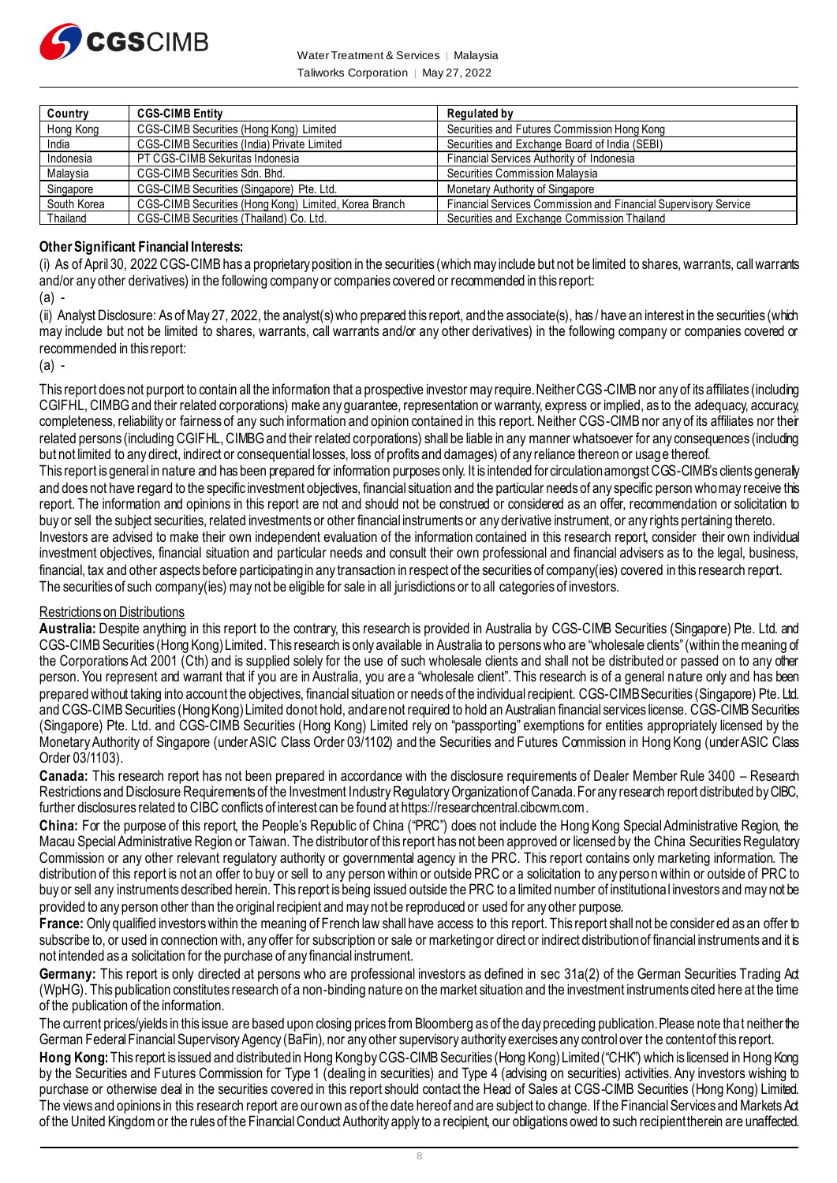| Country | CGS-CIMB Entity | Regulated by |
| --- | --- | --- |
| Hong Kong | CGS-CIMB Securities (Hong Kong) Limited | Securities and Futures Commission Hong Kong |
| India | CGS-CIMB Securities (India) Private Limited | Securities and Exchange Board of India (SEBI) |
| Indonesia | PT CGS-CIMB Sekuritas Indonesia | Financial Services Authority of Indonesia |
| Malaysia | CGS-CIMB Securities Sdn. Bhd. | Securities Commission Malaysia |
| Singapore | CGS-CIMB Securities (Singapore) Pte. Ltd. | Monetary Authority of Singapore |
| South Korea | CGS-CIMB Securities (Hong Kong) Limited, Korea Branch | Financial Services Commission and Financial Supervisory Service |
| Thailand | CGS-CIMB Securities (Thailand) Co. Ltd. | Securities and Exchange Commission Thailand |

**Other Significant Financial Interests:**

(i) As of April 30, 2022 CGS-CIMB has a proprietary position in the securities (which may include but not be limited to shares, warrants, call warrants and/or any other derivatives) in the following company or companies covered or recommended in this report:

(a) -

(ii) Analyst Disclosure: As of May 27, 2022, the analyst(s) who prepared this report, and the associate(s), has / have an interest in the securities (which may include but not be limited to shares, warrants, call warrants and/or any other derivatives) in the following company or companies covered or recommended in this report:

(a) -

This report does not purport to contain all the information that a prospective investor may require. Neither CGS-CIMB nor any of its affiliates (including CGIFHL, CIMBG and their related corporations) make any guarantee, representation or warranty, express or implied, as to the adequacy, accuracy, completeness, reliability or fairness of any such information and opinion contained in this report. Neither CGS-CIMB nor any of its affiliates nor their related persons (including CGIFHL, CIMBG and their related corporations) shall be liable in any manner whatsoever for any consequences (including but not limited to any direct, indirect or consequential losses, loss of profits and damages) of any reliance thereon or usage thereof.

This report is general in nature and has been prepared for information purposes only. It is intended for circulation amongst CGS-CIMB's clients generally and does not have regard to the specific investment objectives, financial situation and the particular needs of any specific person who may receive this report. The information and opinions in this report are not and should not be construed or considered as an offer, recommendation or solicitation to buy or sell the subject securities, related investments or other financial instruments or any derivative instrument, or any rights pertaining thereto.

Investors are advised to make their own independent evaluation of the information contained in this research report, consider their own individual investment objectives, financial situation and particular needs and consult their own professional and financial advisers as to the legal, business, financial, tax and other aspects before participating in any transaction in respect of the securities of company(ies) covered in this research report. The securities of such company(ies) may not be eligible for sale in all jurisdictions or to all categories of investors.

Restrictions on Distributions

**Australia:** Despite anything in this report to the contrary, this research is provided in Australia by CGS-CIMB Securities (Singapore) Pte. Ltd. and CGS-CIMB Securities (Hong Kong) Limited. This research is only available in Australia to persons who are "wholesale clients" (within the meaning of the Corporations Act 2001 (Cth) and is supplied solely for the use of such wholesale clients and shall not be distributed or passed on to any other person. You represent and warrant that if you are in Australia, you are a "wholesale client". This research is of a general nature only and has been prepared without taking into account the objectives, financial situation or needs of the individual recipient. CGS-CIMB Securities (Singapore) Pte. Ltd. and CGS-CIMB Securities (Hong Kong) Limited do not hold, and are not required to hold an Australian financial services license. CGS-CIMB Securities (Singapore) Pte. Ltd. and CGS-CIMB Securities (Hong Kong) Limited rely on "passporting" exemptions for entities appropriately licensed by the Monetary Authority of Singapore (under ASIC Class Order 03/1102) and the Securities and Futures Commission in Hong Kong (under ASIC Class Order 03/1103).

**Canada:** This research report has not been prepared in accordance with the disclosure requirements of Dealer Member Rule 3400 – Research Restrictions and Disclosure Requirements of the Investment Industry Regulatory Organization of Canada. For any research report distributed by CIBC, further disclosures related to CIBC conflicts of interest can be found at https://researchcentral.cibcwm.com.

**China:** For the purpose of this report, the People's Republic of China ("PRC") does not include the Hong Kong Special Administrative Region, the Macau Special Administrative Region or Taiwan. The distributor of this report has not been approved or licensed by the China Securities Regulatory Commission or any other relevant regulatory authority or governmental agency in the PRC. This report contains only marketing information. The distribution of this report is not an offer to buy or sell to any person within or outside PRC or a solicitation to any person within or outside of PRC to buy or sell any instruments described herein. This report is being issued outside the PRC to a limited number of institutional investors and may not be provided to any person other than the original recipient and may not be reproduced or used for any other purpose.

**France:** Only qualified investors within the meaning of French law shall have access to this report. This report shall not be considered as an offer to subscribe to, or used in connection with, any offer for subscription or sale or marketing or direct or indirect distribution of financial instruments and it is not intended as a solicitation for the purchase of any financial instrument.

**Germany:** This report is only directed at persons who are professional investors as defined in sec 31a(2) of the German Securities Trading Act (WpHG). This publication constitutes research of a non-binding nature on the market situation and the investment instruments cited here at the time of the publication of the information.

The current prices/yields in this issue are based upon closing prices from Bloomberg as of the day preceding publication. Please note that neither the German Federal Financial Supervisory Agency (BaFin), nor any other supervisory authority exercises any control over the content of this report.

**Hong Kong:** This report is issued and distributed in Hong Kong by CGS-CIMB Securities (Hong Kong) Limited ("CHK") which is licensed in Hong Kong by the Securities and Futures Commission for Type 1 (dealing in securities) and Type 4 (advising on securities) activities. Any investors wishing to purchase or otherwise deal in the securities covered in this report should contact the Head of Sales at CGS-CIMB Securities (Hong Kong) Limited. The views and opinions in this research report are our own as of the date hereof and are subject to change. If the Financial Services and Markets Act of the United Kingdom or the rules of the Financial Conduct Authority apply to a recipient, our obligations owed to such recipient therein are unaffected.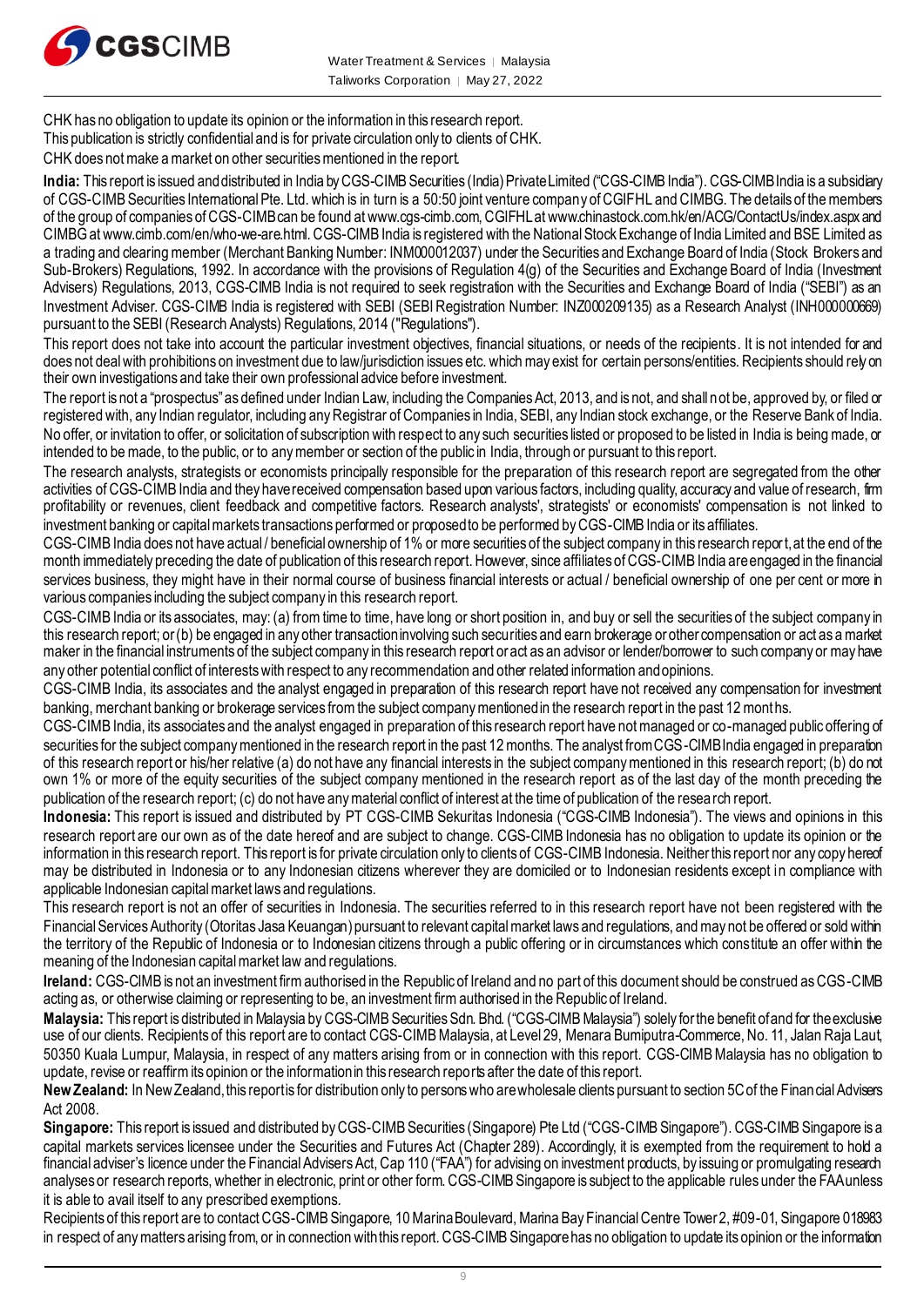CHK has no obligation to update its opinion or the information in this research report.

This publication is strictly confidential and is for private circulation only to clients of CHK.

CHK does not make a market on other securities mentioned in the report.

**India:** This report is issued and distributed in India by CGS-CIMB Securities (India) Private Limited ("CGS-CIMB India"). CGS-CIMB India is a subsidiary of CGS-CIMB Securities International Pte. Ltd. which is in turn is a 50:50 joint venture company of CGIFHL and CIMBG. The details of the members of the group of companies of CGS-CIMB can be found at www.cgs-cimb.com, CGIFHL at www.chinastock.com.hk/en/ACG/ContactUs/index.aspx and CIMBG at www.cimb.com/en/who-we-are.html. CGS-CIMB India is registered with the National Stock Exchange of India Limited and BSE Limited as a trading and clearing member (Merchant Banking Number: INM000012037) under the Securities and Exchange Board of India (Stock Brokers and Sub-Brokers) Regulations, 1992. In accordance with the provisions of Regulation 4(g) of the Securities and Exchange Board of India (Investment Advisers) Regulations, 2013, CGS-CIMB India is not required to seek registration with the Securities and Exchange Board of India ("SEBI") as an Investment Adviser. CGS-CIMB India is registered with SEBI (SEBI Registration Number: INZ000209135) as a Research Analyst (INH000000669) pursuant to the SEBI (Research Analysts) Regulations, 2014 ("Regulations").

This report does not take into account the particular investment objectives, financial situations, or needs of the recipients. It is not intended for and does not deal with prohibitions on investment due to law/jurisdiction issues etc. which may exist for certain persons/entities. Recipients should rely on their own investigations and take their own professional advice before investment.

The report is not a "prospectus" as defined under Indian Law, including the Companies Act, 2013, and is not, and shall not be, approved by, or filed or registered with, any Indian regulator, including any Registrar of Companies in India, SEBI, any Indian stock exchange, or the Reserve Bank of India. No offer, or invitation to offer, or solicitation of subscription with respect to any such securities listed or proposed to be listed in India is being made, or intended to be made, to the public, or to any member or section of the public in India, through or pursuant to this report.

The research analysts, strategists or economists principally responsible for the preparation of this research report are segregated from the other activities of CGS-CIMB India and they have received compensation based upon various factors, including quality, accuracy and value of research, firm profitability or revenues, client feedback and competitive factors. Research analysts', strategists' or economists' compensation is not linked to investment banking or capital markets transactions performed or proposed to be performed by CGS-CIMB India or its affiliates.

CGS-CIMB India does not have actual / beneficial ownership of 1% or more securities of the subject company in this research report, at the end of the month immediately preceding the date of publication of this research report. However, since affiliates of CGS-CIMB India are engaged in the financial services business, they might have in their normal course of business financial interests or actual / beneficial ownership of one per cent or more in various companies including the subject company in this research report.

CGS-CIMB India or its associates, may: (a) from time to time, have long or short position in, and buy or sell the securities of the subject company in this research report; or (b) be engaged in any other transaction involving such securities and earn brokerage or other compensation or act as a market maker in the financial instruments of the subject company in this research report or act as an advisor or lender/borrower to such company or may have any other potential conflict of interests with respect to any recommendation and other related information and opinions.

CGS-CIMB India, its associates and the analyst engaged in preparation of this research report have not received any compensation for investment banking, merchant banking or brokerage services from the subject company mentioned in the research report in the past 12 months.

CGS-CIMB India, its associates and the analyst engaged in preparation of this research report have not managed or co-managed public offering of securities for the subject company mentioned in the research report in the past 12 months. The analyst from CGS-CIMB India engaged in preparation of this research report or his/her relative (a) do not have any financial interests in the subject company mentioned in this research report; (b) do not own 1% or more of the equity securities of the subject company mentioned in the research report as of the last day of the month preceding the publication of the research report; (c) do not have any material conflict of interest at the time of publication of the research report.

**Indonesia:** This report is issued and distributed by PT CGS-CIMB Sekuritas Indonesia ("CGS-CIMB Indonesia"). The views and opinions in this research report are our own as of the date hereof and are subject to change. CGS-CIMB Indonesia has no obligation to update its opinion or the information in this research report. This report is for private circulation only to clients of CGS-CIMB Indonesia. Neither this report nor any copy hereof may be distributed in Indonesia or to any Indonesian citizens wherever they are domiciled or to Indonesian residents except in compliance with applicable Indonesian capital market laws and regulations.

This research report is not an offer of securities in Indonesia. The securities referred to in this research report have not been registered with the Financial Services Authority (Otoritas Jasa Keuangan) pursuant to relevant capital market laws and regulations, and may not be offered or sold within the territory of the Republic of Indonesia or to Indonesian citizens through a public offering or in circumstances which constitute an offer within the meaning of the Indonesian capital market law and regulations.

**Ireland:** CGS-CIMB is not an investment firm authorised in the Republic of Ireland and no part of this document should be construed as CGS-CIMB acting as, or otherwise claiming or representing to be, an investment firm authorised in the Republic of Ireland.

**Malaysia:** This report is distributed in Malaysia by CGS-CIMB Securities Sdn. Bhd. ("CGS-CIMB Malaysia") solely for the benefit of and for the exclusive use of our clients. Recipients of this report are to contact CGS-CIMB Malaysia, at Level 29, Menara Bumiputra-Commerce, No. 11, Jalan Raja Laut, 50350 Kuala Lumpur, Malaysia, in respect of any matters arising from or in connection with this report. CGS-CIMB Malaysia has no obligation to update, revise or reaffirm its opinion or the information in this research reports after the date of this report.

**New Zealand:** In New Zealand, this report is for distribution only to persons who are wholesale clients pursuant to section 5C of the Financial Advisers Act 2008.

**Singapore:** This report is issued and distributed by CGS-CIMB Securities (Singapore) Pte Ltd ("CGS-CIMB Singapore"). CGS-CIMB Singapore is a capital markets services licensee under the Securities and Futures Act (Chapter 289). Accordingly, it is exempted from the requirement to hold a financial adviser's licence under the Financial Advisers Act, Cap 110 ("FAA") for advising on investment products, by issuing or promulgating research analyses or research reports, whether in electronic, print or other form. CGS-CIMB Singapore is subject to the applicable rules under the FAA unless it is able to avail itself to any prescribed exemptions.

Recipients of this report are to contact CGS-CIMB Singapore, 10 Marina Boulevard, Marina Bay Financial Centre Tower 2, #09-01, Singapore 018983 in respect of any matters arising from, or in connection with this report. CGS-CIMB Singapore has no obligation to update its opinion or the information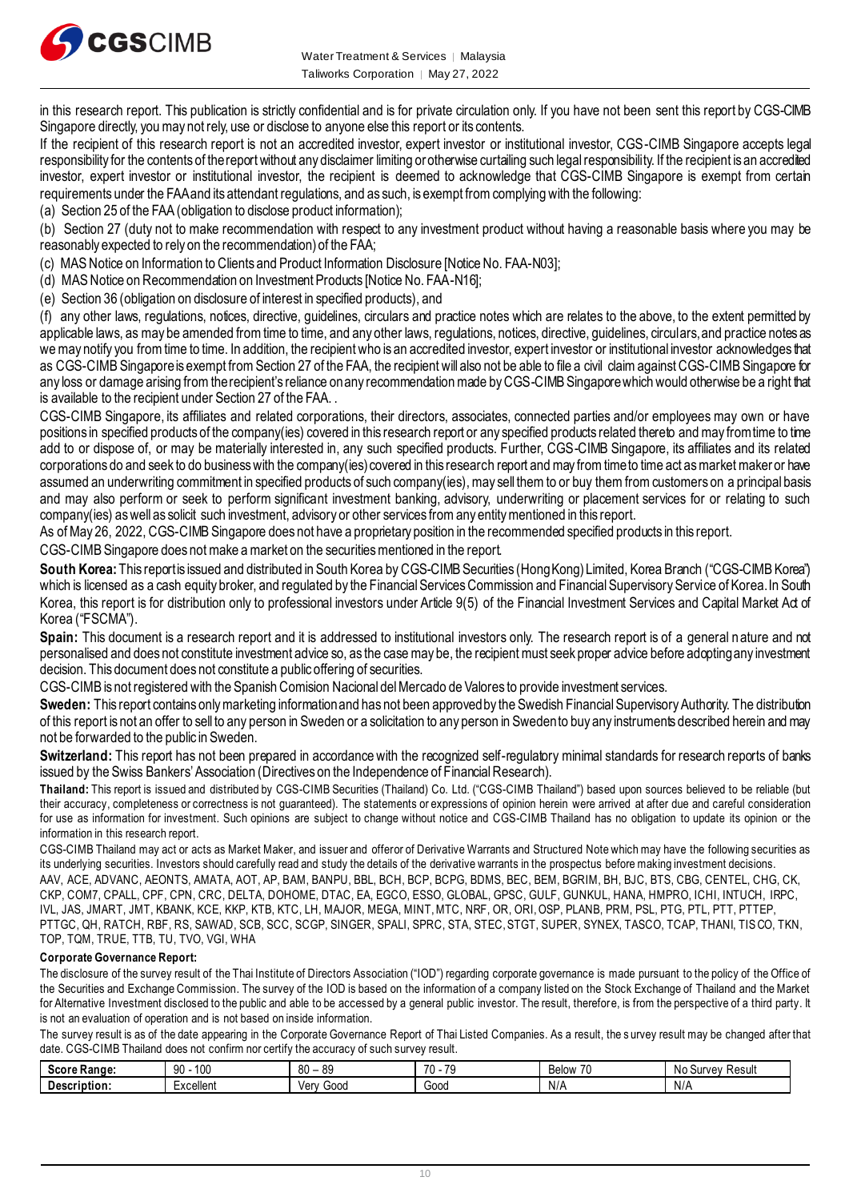in this research report. This publication is strictly confidential and is for private circulation only. If you have not been sent this report by CGS-CIMB Singapore directly, you may not rely, use or disclose to anyone else this report or its contents.

If the recipient of this research report is not an accredited investor, expert investor or institutional investor, CGS-CIMB Singapore accepts legal responsibility for the contents of the report without any disclaimer limiting or otherwise curtailing such legal responsibility. If the recipient is an accredited investor, expert investor or institutional investor, the recipient is deemed to acknowledge that CGS-CIMB Singapore is exempt from certain requirements under the FAA and its attendant regulations, and as such, is exempt from complying with the following:

(a) Section 25 of the FAA (obligation to disclose product information);

(b) Section 27 (duty not to make recommendation with respect to any investment product without having a reasonable basis where you may be reasonably expected to rely on the recommendation) of the FAA;

(c) MAS Notice on Information to Clients and Product Information Disclosure [Notice No. FAA-N03];

(d) MAS Notice on Recommendation on Investment Products [Notice No. FAA-N16];

(e) Section 36 (obligation on disclosure of interest in specified products), and

(f) any other laws, regulations, notices, directive, guidelines, circulars and practice notes which are relates to the above, to the extent permitted by applicable laws, as may be amended from time to time, and any other laws, regulations, notices, directive, guidelines, circulars, and practice notes as we may notify you from time to time. In addition, the recipient who is an accredited investor, expert investor or institutional investor acknowledges that as CGS-CIMB Singapore is exempt from Section 27 of the FAA, the recipient will also not be able to file a civil claim against CGS-CIMB Singapore for any loss or damage arising from the recipient's reliance on any recommendation made by CGS-CIMB Singapore which would otherwise be a right that is available to the recipient under Section 27 of the FAA. .

CGS-CIMB Singapore, its affiliates and related corporations, their directors, associates, connected parties and/or employees may own or have positions in specified products of the company(ies) covered in this research report or any specified products related thereto and may from time to time add to or dispose of, or may be materially interested in, any such specified products. Further, CGS-CIMB Singapore, its affiliates and its related corporations do and seek to do business with the company(ies) covered in this research report and may from time to time act as market maker or have assumed an underwriting commitment in specified products of such company(ies), may sell them to or buy them from customers on a principal basis and may also perform or seek to perform significant investment banking, advisory, underwriting or placement services for or relating to such company(ies) as well as solicit such investment, advisory or other services from any entity mentioned in this report.

As of May 26, 2022, CGS-CIMB Singapore does not have a proprietary position in the recommended specified products in this report.

CGS-CIMB Singapore does not make a market on the securities mentioned in the report.

**South Korea:** This report is issued and distributed in South Korea by CGS-CIMB Securities (Hong Kong) Limited, Korea Branch ("CGS-CIMB Korea") which is licensed as a cash equity broker, and regulated by the Financial Services Commission and Financial Supervisory Service of Korea. In South Korea, this report is for distribution only to professional investors under Article 9(5) of the Financial Investment Services and Capital Market Act of Korea ("FSCMA").

**Spain:** This document is a research report and it is addressed to institutional investors only. The research report is of a general nature and not personalised and does not constitute investment advice so, as the case may be, the recipient must seek proper advice before adopting any investment decision. This document does not constitute a public offering of securities.

CGS-CIMB is not registered with the Spanish Comision Nacional del Mercado de Valores to provide investment services.

**Sweden:** This report contains only marketing information and has not been approved by the Swedish Financial Supervisory Authority. The distribution of this report is not an offer to sell to any person in Sweden or a solicitation to any person in Sweden to buy any instruments described herein and may not be forwarded to the public in Sweden.

**Switzerland:** This report has not been prepared in accordance with the recognized self-regulatory minimal standards for research reports of banks issued by the Swiss Bankers' Association (Directives on the Independence of Financial Research).

**Thailand:** This report is issued and distributed by CGS-CIMB Securities (Thailand) Co. Ltd. ("CGS-CIMB Thailand") based upon sources believed to be reliable (but their accuracy, completeness or correctness is not guaranteed). The statements or expressions of opinion herein were arrived at after due and careful consideration for use as information for investment. Such opinions are subject to change without notice and CGS-CIMB Thailand has no obligation to update its opinion or the information in this research report.

CGS-CIMB Thailand may act or acts as Market Maker, and issuer and offeror of Derivative Warrants and Structured Note which may have the following securities as its underlying securities. Investors should carefully read and study the details of the derivative warrants in the prospectus before making investment decisions.

AAV, ACE, ADVANC, AEONTS, AMATA, AOT, AP, BAM, BANPU, BBL, BCH, BCP, BCPG, BDMS, BEC, BEM, BGRIM, BH, BJC, BTS, CBG, CENTEL, CHG, CK, CKP, COM7, CPALL, CPF, CPN, CRC, DELTA, DOHOME, DTAC, EA, EGCO, ESSO, GLOBAL, GPSC, GULF, GUNKUL, HANA, HMPRO, ICHI, INTUCH, IRPC, IVL, JAS, JMART, JMT, KBANK, KCE, KKP, KTB, KTC, LH, MAJOR, MEGA, MINT, MTC, NRF, OR, ORI, OSP, PLANB, PRM, PSL, PTG, PTL, PTT, PTTEP, PTTGC, QH, RATCH, RBF, RS, SAWAD, SCB, SCC, SCGP, SINGER, SPALI, SPRC, STA, STEC, STGT, SUPER, SYNEX, TASCO, TCAP, THANI, TISCO, TKN, TOP, TQM, TRUE, TTB, TU, TVO, VGI, WHA

**Corporate Governance Report:**

The disclosure of the survey result of the Thai Institute of Directors Association ("IOD") regarding corporate governance is made pursuant to the policy of the Office of the Securities and Exchange Commission. The survey of the IOD is based on the information of a company listed on the Stock Exchange of Thailand and the Market for Alternative Investment disclosed to the public and able to be accessed by a general public investor. The result, therefore, is from the perspective of a third party. It is not an evaluation of operation and is not based on inside information.

The survey result is as of the date appearing in the Corporate Governance Report of Thai Listed Companies. As a result, the survey result may be changed after that date. CGS-CIMB Thailand does not confirm nor certify the accuracy of such survey result.

| **Score Range:** | 90 - 100 | 80 – 89 | 70 - 79 | Below 70 | No Survey Result |
|---|---|---|---|---|---|
| **Description:** | Excellent | Very Good | Good | N/A | N/A |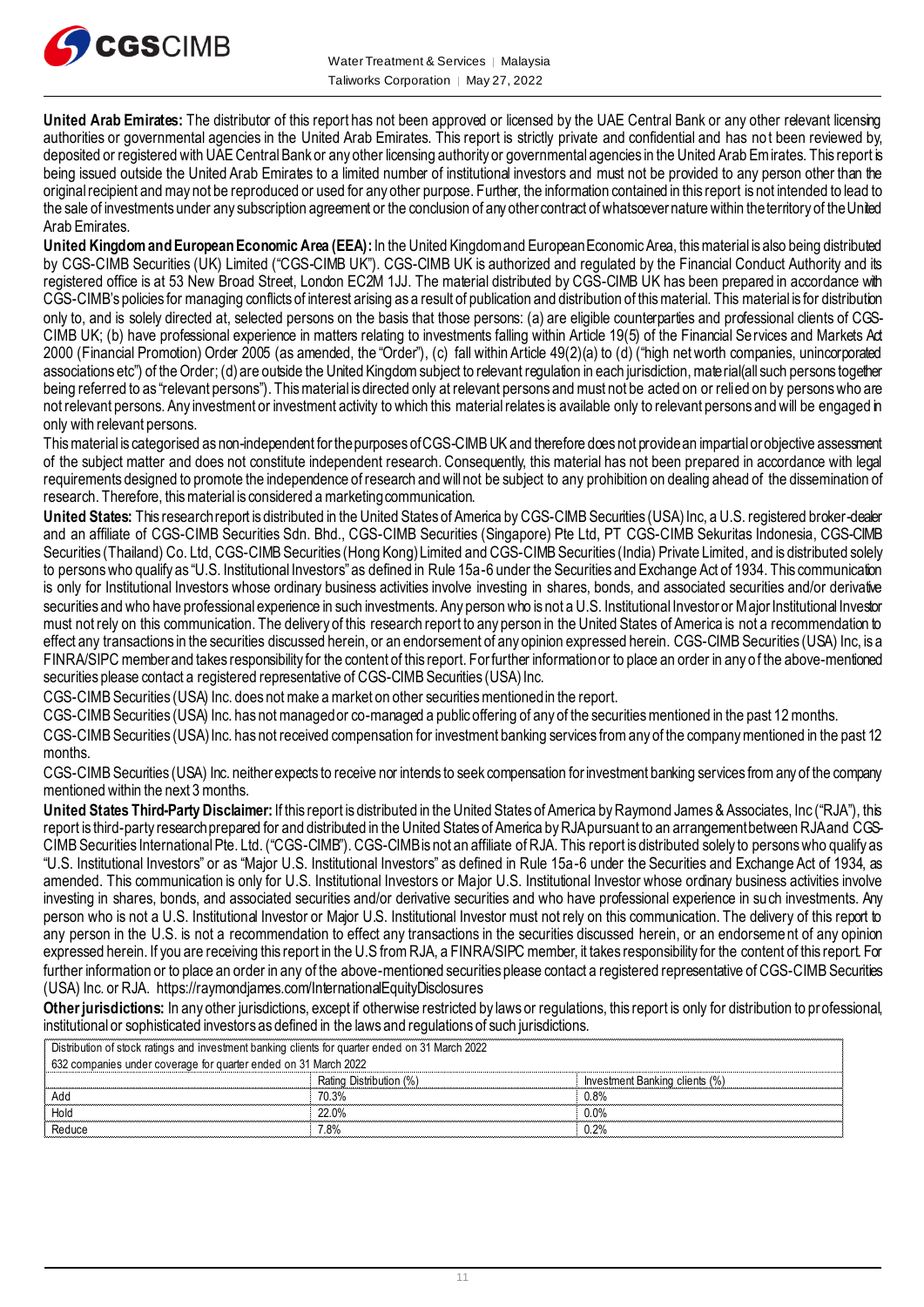**United Arab Emirates:** The distributor of this report has not been approved or licensed by the UAE Central Bank or any other relevant licensing authorities or governmental agencies in the United Arab Emirates. This report is strictly private and confidential and has not been reviewed by, deposited or registered with UAE Central Bank or any other licensing authority or governmental agencies in the United Arab Emirates. This report is being issued outside the United Arab Emirates to a limited number of institutional investors and must not be provided to any person other than the original recipient and may not be reproduced or used for any other purpose. Further, the information contained in this report is not intended to lead to the sale of investments under any subscription agreement or the conclusion of any other contract of whatsoever nature within the territory of the United Arab Emirates.

**United Kingdom and European Economic Area (EEA):** In the United Kingdom and European Economic Area, this material is also being distributed by CGS-CIMB Securities (UK) Limited ("CGS-CIMB UK"). CGS-CIMB UK is authorized and regulated by the Financial Conduct Authority and its registered office is at 53 New Broad Street, London EC2M 1JJ. The material distributed by CGS-CIMB UK has been prepared in accordance with CGS-CIMB's policies for managing conflicts of interest arising as a result of publication and distribution of this material. This material is for distribution only to, and is solely directed at, selected persons on the basis that those persons: (a) are eligible counterparties and professional clients of CGS-CIMB UK; (b) have professional experience in matters relating to investments falling within Article 19(5) of the Financial Services and Markets Act 2000 (Financial Promotion) Order 2005 (as amended, the "Order"), (c) fall within Article 49(2)(a) to (d) ("high net worth companies, unincorporated associations etc") of the Order; (d) are outside the United Kingdom subject to relevant regulation in each jurisdiction, material(all such persons together being referred to as "relevant persons"). This material is directed only at relevant persons and must not be acted on or relied on by persons who are not relevant persons. Any investment or investment activity to which this material relates is available only to relevant persons and will be engaged in only with relevant persons.

This material is categorised as non-independent for the purposes of CGS-CIMB UK and therefore does not provide an impartial or objective assessment of the subject matter and does not constitute independent research. Consequently, this material has not been prepared in accordance with legal requirements designed to promote the independence of research and will not be subject to any prohibition on dealing ahead of the dissemination of research. Therefore, this material is considered a marketing communication.

**United States:** This research report is distributed in the United States of America by CGS-CIMB Securities (USA) Inc, a U.S. registered broker-dealer and an affiliate of CGS-CIMB Securities Sdn. Bhd., CGS-CIMB Securities (Singapore) Pte Ltd, PT CGS-CIMB Sekuritas Indonesia, CGS-CIMB Securities (Thailand) Co. Ltd, CGS-CIMB Securities (Hong Kong) Limited and CGS-CIMB Securities (India) Private Limited, and is distributed solely to persons who qualify as "U.S. Institutional Investors" as defined in Rule 15a-6 under the Securities and Exchange Act of 1934. This communication is only for Institutional Investors whose ordinary business activities involve investing in shares, bonds, and associated securities and/or derivative securities and who have professional experience in such investments. Any person who is not a U.S. Institutional Investor or Major Institutional Investor must not rely on this communication. The delivery of this research report to any person in the United States of America is not a recommendation to effect any transactions in the securities discussed herein, or an endorsement of any opinion expressed herein. CGS-CIMB Securities (USA) Inc, is a FINRA/SIPC member and takes responsibility for the content of this report. For further information or to place an order in any of the above-mentioned securities please contact a registered representative of CGS-CIMB Securities (USA) Inc.

CGS-CIMB Securities (USA) Inc. does not make a market on other securities mentioned in the report.

CGS-CIMB Securities (USA) Inc. has not managed or co-managed a public offering of any of the securities mentioned in the past 12 months.

CGS-CIMB Securities (USA) Inc. has not received compensation for investment banking services from any of the company mentioned in the past 12 months.

CGS-CIMB Securities (USA) Inc. neither expects to receive nor intends to seek compensation for investment banking services from any of the company mentioned within the next 3 months.

**United States Third-Party Disclaimer:** If this report is distributed in the United States of America by Raymond James & Associates, Inc ("RJA"), this report is third-party research prepared for and distributed in the United States of America by RJA pursuant to an arrangement between RJA and CGS-CIMB Securities International Pte. Ltd. ("CGS-CIMB"). CGS-CIMB is not an affiliate of RJA. This report is distributed solely to persons who qualify as "U.S. Institutional Investors" or as "Major U.S. Institutional Investors" as defined in Rule 15a-6 under the Securities and Exchange Act of 1934, as amended. This communication is only for U.S. Institutional Investors or Major U.S. Institutional Investor whose ordinary business activities involve investing in shares, bonds, and associated securities and/or derivative securities and who have professional experience in such investments. Any person who is not a U.S. Institutional Investor or Major U.S. Institutional Investor must not rely on this communication. The delivery of this report to any person in the U.S. is not a recommendation to effect any transactions in the securities discussed herein, or an endorsement of any opinion expressed herein. If you are receiving this report in the U.S from RJA, a FINRA/SIPC member, it takes responsibility for the content of this report. For further information or to place an order in any of the above-mentioned securities please contact a registered representative of CGS-CIMB Securities (USA) Inc. or RJA. https://raymondjames.com/InternationalEquityDisclosures

**Other jurisdictions:** In any other jurisdictions, except if otherwise restricted by laws or regulations, this report is only for distribution to professional, institutional or sophisticated investors as defined in the laws and regulations of such jurisdictions.

| Distribution of stock ratings and investment banking clients for quarter ended on 31 March 2022 | | |
|---|---|---|
| 632 companies under coverage for quarter ended on 31 March 2022 | | |
| | Rating Distribution (%) | Investment Banking clients (%) |
| Add | 70.3% | 0.8% |
| Hold | 22.0% | 0.0% |
| Reduce | 7.8% | 0.2% |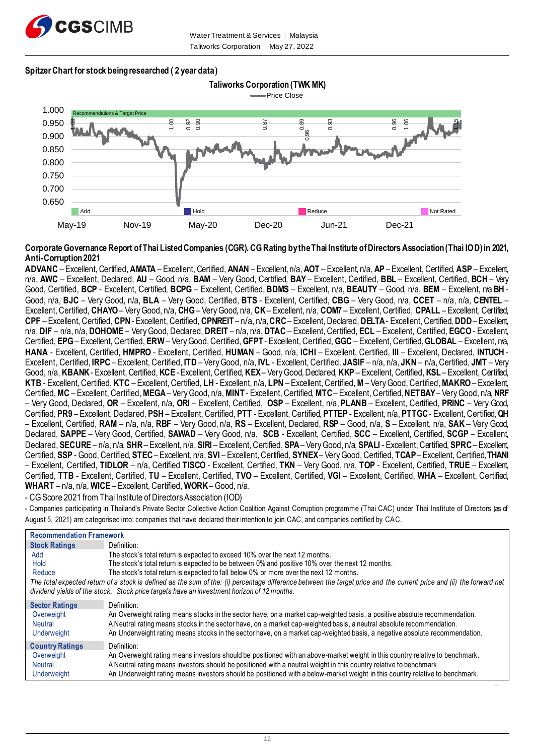### Spitzer Chart for stock being researched ( 2 year data)

Taliworks Corporation (TWK MK)

Price Close

1.000
0.950
0.900
0.850
0.800
0.750
0.700
0.650

Recommendations & Target Price

1.00 0.92 0.90 0.87 0.89 0.96 0.93 0.96 1.06 1.15

Add Hold Reduce Not Rated

May-19 Nov-19 May-20 Dec-20 Jun-21 Dec-21

**Corporate Governance Report of Thai Listed Companies (CGR). CG Rating by the Thai Institute of Directors Association (Thai IOD) in 2021, Anti-Corruption 2021**

**ADVANC** – Excellent, Certified, **AMATA** – Excellent, Certified, **ANAN** – Excellent, n/a, **AOT** – Excellent, n/a, **AP** – Excellent, Certified, **ASP** – Excellent, n/a, **AWC** – Excellent, Declared, **AU** – Good, n/a, **BAM** – Very Good, Certified, **BAY** – Excellent, Certified, **BBL** – Excellent, Certified, **BCH** – Very Good, Certified, **BCP** - Excellent, Certified, **BCPG** – Excellent, Certified, **BDMS** – Excellent, n/a, **BEAUTY** – Good, n/a, **BEM** – Excellent, n/a **BH** - Good, n/a, **BJC** – Very Good, n/a, **BLA** – Very Good, Certified, **BTS** - Excellent, Certified, **CBG** – Very Good, n/a, **CCET** – n/a, n/a, **CENTEL** – Excellent, Certified, **CHAYO** – Very Good, n/a, **CHG** – Very Good, n/a, **CK** – Excellent, n/a, **COM7** – Excellent, Certified, **CPALL** – Excellent, Certified, **CPF** – Excellent, Certified, **CPN** - Excellent, Certified, **CPNREIT** – n/a, n/a, **CRC** – Excellent, Declared, **DELTA** - Excellent, Certified, **DDD** – Excellent, n/a, **DIF** – n/a, n/a, **DOHOME** – Very Good, Declared, **DREIT** – n/a, n/a, **DTAC** – Excellent, Certified, **ECL** – Excellent, Certified, **EGCO** - Excellent, Certified, **EPG** – Excellent, Certified, **ERW** – Very Good, Certified, **GFPT** - Excellent, Certified, **GGC** – Excellent, Certified, **GLOBAL** – Excellent, n/a, **HANA** - Excellent, Certified, **HMPRO** - Excellent, Certified, **HUMAN** – Good, n/a, **ICHI** – Excellent, Certified, **III** – Excellent, Declared, **INTUCH** - Excellent, Certified, **IRPC** – Excellent, Certified, **ITD** – Very Good, n/a, **IVL** - Excellent, Certified, **JASIF** – n/a, n/a, **JKN** – n/a, Certified, **JMT** – Very Good, n/a, **KBANK** - Excellent, Certified, **KCE** - Excellent, Certified, **KEX** – Very Good, Declared, **KKP** – Excellent, Certified, **KSL** – Excellent, Certified, **KTB** - Excellent, Certified, **KTC** – Excellent, Certified, **LH** - Excellent, n/a, **LPN** – Excellent, Certified, **M** – Very Good, Certified, **MAKRO** – Excellent, Certified, **MC** – Excellent, Certified, **MEGA** – Very Good, n/a, **MINT** - Excellent, Certified, **MTC** – Excellent, Certified, **NETBAY** – Very Good, n/a, **NRF** – Very Good, Declared, **OR** – Excellent, n/a, **ORI** – Excellent, Certified, **OSP** – Excellent, n/a, **PLANB** – Excellent, Certified, **PRINC** – Very Good, Certified, **PR9** – Excellent, Declared, **PSH** – Excellent, Certified, **PTT** - Excellent, Certified, **PTTEP** - Excellent, n/a, **PTTGC** - Excellent, Certified, **QH** – Excellent, Certified, **RAM** – n/a, n/a, **RBF** – Very Good, n/a, **RS** – Excellent, Declared, **RSP** – Good, n/a, **S** – Excellent, n/a, **SAK** – Very Good, Declared, **SAPPE** – Very Good, Certified, **SAWAD** – Very Good, n/a, **SCB** - Excellent, Certified, **SCC** – Excellent, Certified, **SCGP** – Excellent, Declared, **SECURE** – n/a, n/a, **SHR** – Excellent, n/a, **SIRI** – Excellent, Certified, **SPA** – Very Good, n/a, **SPALI** - Excellent, Certified, **SPRC** – Excellent, Certified, **SSP** - Good, Certified, **STEC** – Excellent, n/a, **SVI** – Excellent, Certified, **SYNEX** – Very Good, Certified, **TCAP** – Excellent, Certified, **THANI** – Excellent, Certified, **TIDLOR** – n/a, Certified **TISCO** - Excellent, Certified, **TKN** – Very Good, n/a, **TOP** - Excellent, Certified, **TRUE** – Excellent, Certified, **TTB** - Excellent, Certified, **TU** – Excellent, Certified, **TVO** – Excellent, Certified, **VGI** – Excellent, Certified, **WHA** – Excellent, Certified, **WHART** – n/a, n/a, **WICE** – Excellent, Certified, **WORK** – Good, n/a.

- CG Score 2021 from Thai Institute of Directors Association (IOD)

- Companies participating in Thailand's Private Sector Collective Action Coalition Against Corruption programme (Thai CAC) under Thai Institute of Directors (as of August 5, 2021) are categorised into: companies that have declared their intention to join CAC, and companies certified by CAC.

| Recommendation Framework | |
|---|---|
| **Stock Ratings** | Definition: |
| Add | The stock's total return is expected to exceed 10% over the next 12 months. |
| Hold | The stock's total return is expected to be between 0% and positive 10% over the next 12 months. |
| Reduce | The stock's total return is expected to fall below 0% or more over the next 12 months. |
| *The total expected return of a stock is defined as the sum of the: (i) percentage difference between the target price and the current price and (ii) the forward net dividend yields of the stock. Stock price targets have an investment horizon of 12 months.* | |
| **Sector Ratings** | Definition: |
| Overweight | An Overweight rating means stocks in the sector have, on a market cap-weighted basis, a positive absolute recommendation. |
| Neutral | A Neutral rating means stocks in the sector have, on a market cap-weighted basis, a neutral absolute recommendation. |
| Underweight | An Underweight rating means stocks in the sector have, on a market cap-weighted basis, a negative absolute recommendation. |
| **Country Ratings** | Definition: |
| Overweight | An Overweight rating means investors should be positioned with an above-market weight in this country relative to benchmark. |
| Neutral | A Neutral rating means investors should be positioned with a neutral weight in this country relative to benchmark. |
| Underweight | An Underweight rating means investors should be positioned with a below-market weight in this country relative to benchmark. |